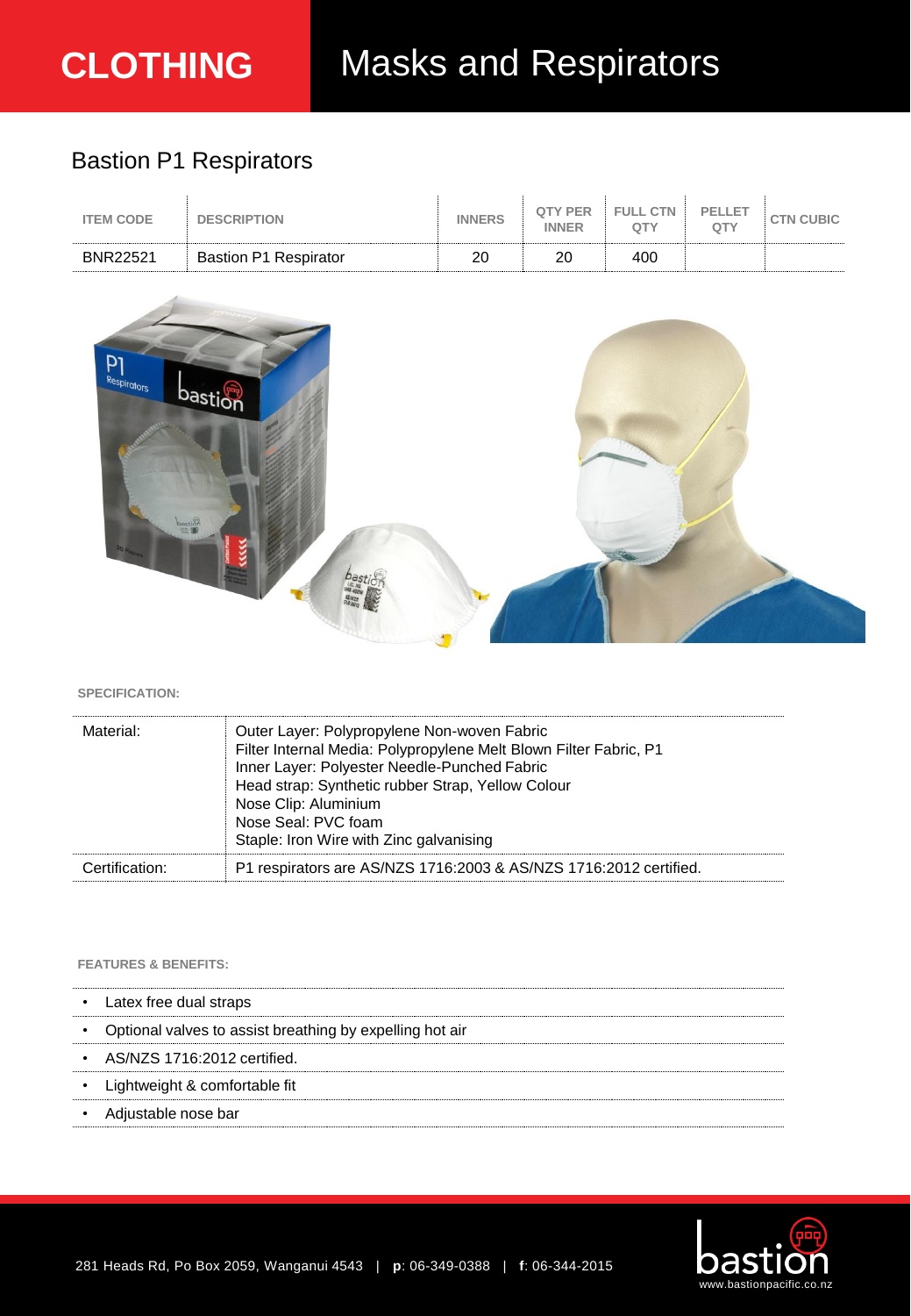# CLOTHING

# Masks and Respirators

## Bastion P1 Respirators

| ITEM CODE | DESCRIPTION | INNERS | QTY PER INNER | FULL CTN QTY | PELLET QTY | CTN CUBIC |
|---|---|---|---|---|---|---|
| BNR22521 | Bastion P1 Respirator | 20 | 20 | 400 | | |

**SPECIFICATION:**

| | |
|---|---|
| Material: | Outer Layer: Polypropylene Non-woven Fabric<br>Filter Internal Media: Polypropylene Melt Blown Filter Fabric, P1<br>Inner Layer: Polyester Needle-Punched Fabric<br>Head strap: Synthetic rubber Strap, Yellow Colour<br>Nose Clip: Aluminium<br>Nose Seal: PVC foam<br>Staple: Iron Wire with Zinc galvanising |
| Certification: | P1 respirators are AS/NZS 1716:2003 & AS/NZS 1716:2012 certified. |

**FEATURES & BENEFITS:**

- Latex free dual straps
- Optional valves to assist breathing by expelling hot air
- AS/NZS 1716:2012 certified.
- Lightweight & comfortable fit
- Adjustable nose bar

281 Heads Rd, Po Box 2059, Wanganui 4543 | **p**: 06-349-0388 | **f**: 06-344-2015

bastion
www.bastionpacific.co.nz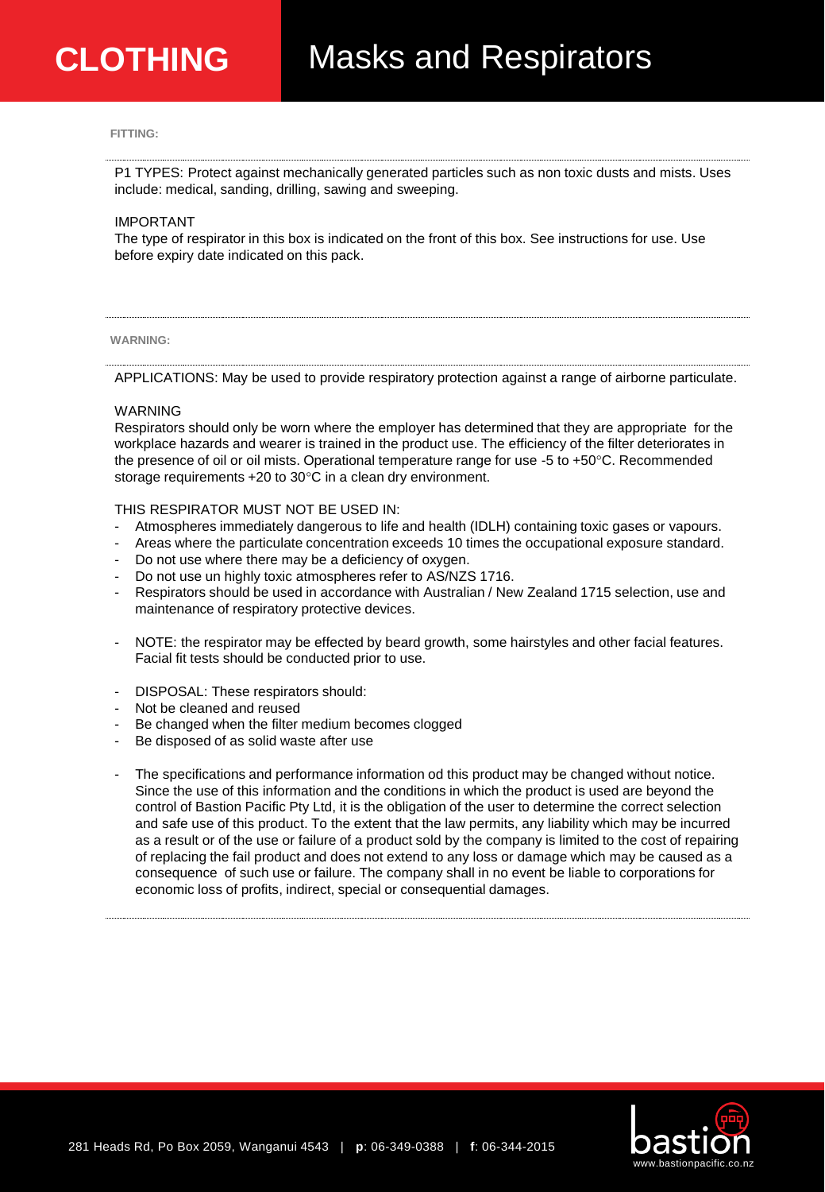# CLOTHING Masks and Respirators

**FITTING:**

P1 TYPES: Protect against mechanically generated particles such as non toxic dusts and mists. Uses include: medical, sanding, drilling, sawing and sweeping.

IMPORTANT
The type of respirator in this box is indicated on the front of this box. See instructions for use. Use before expiry date indicated on this pack.

**WARNING:**

APPLICATIONS: May be used to provide respiratory protection against a range of airborne particulate.

WARNING
Respirators should only be worn where the employer has determined that they are appropriate for the workplace hazards and wearer is trained in the product use. The efficiency of the filter deteriorates in the presence of oil or oil mists. Operational temperature range for use -5 to +50°C. Recommended storage requirements +20 to 30°C in a clean dry environment.

THIS RESPIRATOR MUST NOT BE USED IN:

- Atmospheres immediately dangerous to life and health (IDLH) containing toxic gases or vapours.
- Areas where the particulate concentration exceeds 10 times the occupational exposure standard.
- Do not use where there may be a deficiency of oxygen.
- Do not use un highly toxic atmospheres refer to AS/NZS 1716.
- Respirators should be used in accordance with Australian / New Zealand 1715 selection, use and maintenance of respiratory protective devices.

- NOTE: the respirator may be effected by beard growth, some hairstyles and other facial features. Facial fit tests should be conducted prior to use.

- DISPOSAL: These respirators should:
- Not be cleaned and reused
- Be changed when the filter medium becomes clogged
- Be disposed of as solid waste after use

- The specifications and performance information od this product may be changed without notice. Since the use of this information and the conditions in which the product is used are beyond the control of Bastion Pacific Pty Ltd, it is the obligation of the user to determine the correct selection and safe use of this product. To the extent that the law permits, any liability which may be incurred as a result or of the use or failure of a product sold by the company is limited to the cost of repairing of replacing the fail product and does not extend to any loss or damage which may be caused as a consequence of such use or failure. The company shall in no event be liable to corporations for economic loss of profits, indirect, special or consequential damages.

281 Heads Rd, Po Box 2059, Wanganui 4543 | **p**: 06-349-0388 | **f**: 06-344-2015

bastion
www.bastionpacific.co.nz